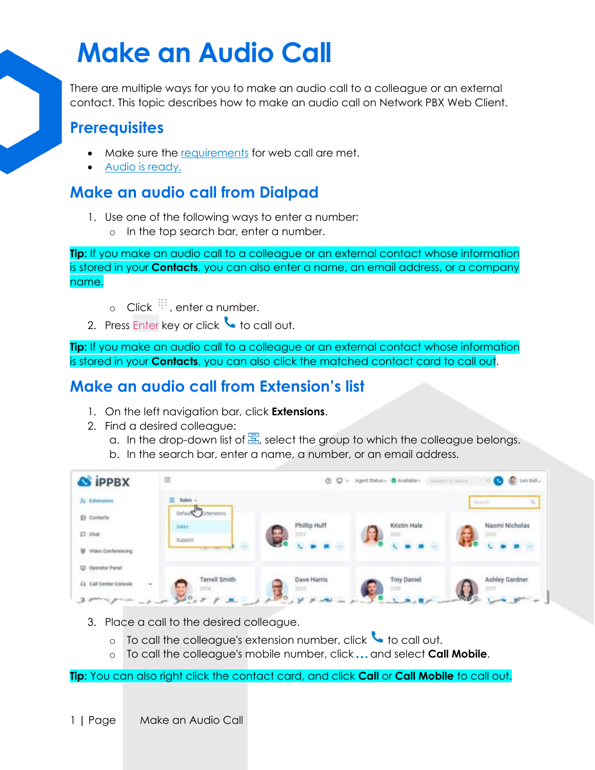# Make an Audio Call

There are multiple ways for you to make an audio call to a colleague or an external contact. This topic describes how to make an audio call on Network PBX Web Client.

## Prerequisites

- Make sure the requirements for web call are met.
- Audio is ready.

## Make an audio call from Dialpad

1. Use one of the following ways to enter a number:
   - In the top search bar, enter a number.

**Tip:** If you make an audio call to a colleague or an external contact whose information is stored in your **Contacts**, you can also enter a name, an email address, or a company name.

   - Click , enter a number.
2. Press Enter key or click to call out.

**Tip:** If you make an audio call to a colleague or an external contact whose information is stored in your **Contacts**, you can also click the matched contact card to call out.

## Make an audio call from Extension's list

1. On the left navigation bar, click **Extensions**.
2. Find a desired colleague:
   a. In the drop-down list of , select the group to which the colleague belongs.
   b. In the search bar, enter a name, a number, or an email address.
3. Place a call to the desired colleague.
   - To call the colleague's extension number, click to call out.
   - To call the colleague's mobile number, click **...** and select **Call Mobile**.

**Tip:** You can also right click the contact card, and click **Call** or **Call Mobile** to call out.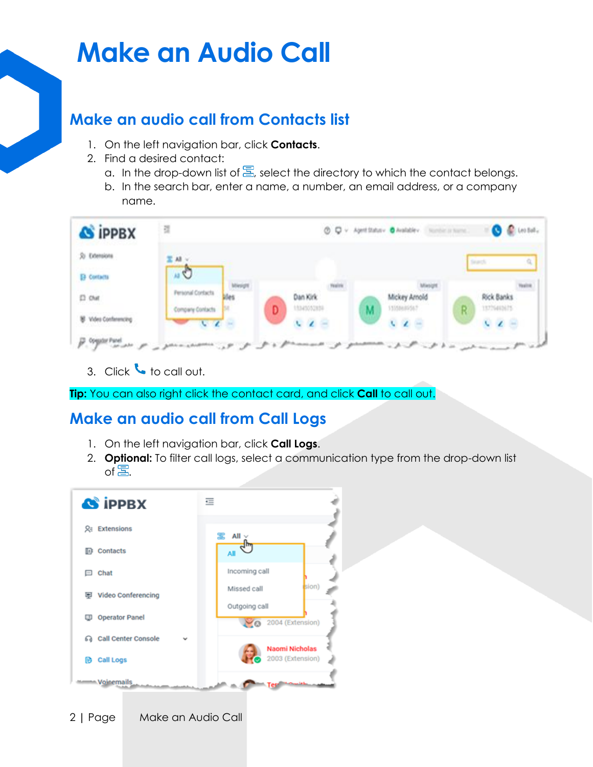# Make an Audio Call

## Make an audio call from Contacts list

1. On the left navigation bar, click **Contacts**.
2. Find a desired contact:
   a. In the drop-down list of , select the directory to which the contact belongs.
   b. In the search bar, enter a name, a number, an email address, or a company name.
3. Click  to call out.

**Tip:** You can also right click the contact card, and click **Call** to call out.

## Make an audio call from Call Logs

1. On the left navigation bar, click **Call Logs**.
2. **Optional:** To filter call logs, select a communication type from the drop-down list of .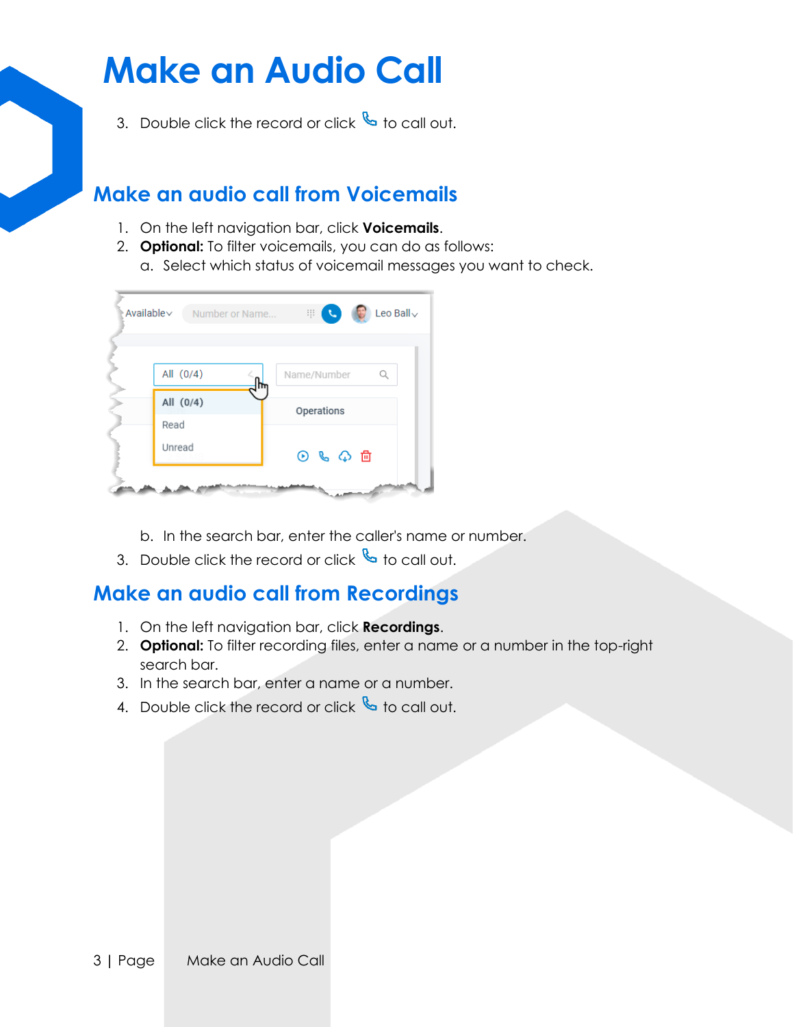# Make an Audio Call

3. Double click the record or click 📞 to call out.

## Make an audio call from Voicemails

1. On the left navigation bar, click **Voicemails**.
2. **Optional:** To filter voicemails, you can do as follows:
   a. Select which status of voicemail messages you want to check.

   b. In the search bar, enter the caller's name or number.
3. Double click the record or click 📞 to call out.

## Make an audio call from Recordings

1. On the left navigation bar, click **Recordings**.
2. **Optional:** To filter recording files, enter a name or a number in the top-right search bar.
3. In the search bar, enter a name or a number.
4. Double click the record or click 📞 to call out.